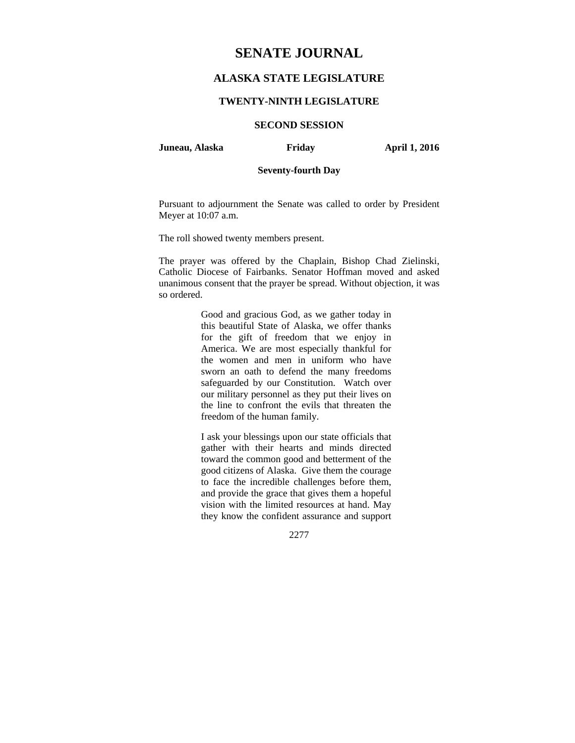# SENATE JOURNAL

## ALASKA STATE LEGISLATURE

### TWENTY-NINTH LEGISLATURE

### SECOND SESSION

**Juneau, Alaska** **Friday** **April 1, 2016**

**Seventy-fourth Day**

Pursuant to adjournment the Senate was called to order by President Meyer at 10:07 a.m.

The roll showed twenty members present.

The prayer was offered by the Chaplain, Bishop Chad Zielinski, Catholic Diocese of Fairbanks. Senator Hoffman moved and asked unanimous consent that the prayer be spread. Without objection, it was so ordered.

> Good and gracious God, as we gather today in this beautiful State of Alaska, we offer thanks for the gift of freedom that we enjoy in America. We are most especially thankful for the women and men in uniform who have sworn an oath to defend the many freedoms safeguarded by our Constitution. Watch over our military personnel as they put their lives on the line to confront the evils that threaten the freedom of the human family.
>
> I ask your blessings upon our state officials that gather with their hearts and minds directed toward the common good and betterment of the good citizens of Alaska. Give them the courage to face the incredible challenges before them, and provide the grace that gives them a hopeful vision with the limited resources at hand. May they know the confident assurance and support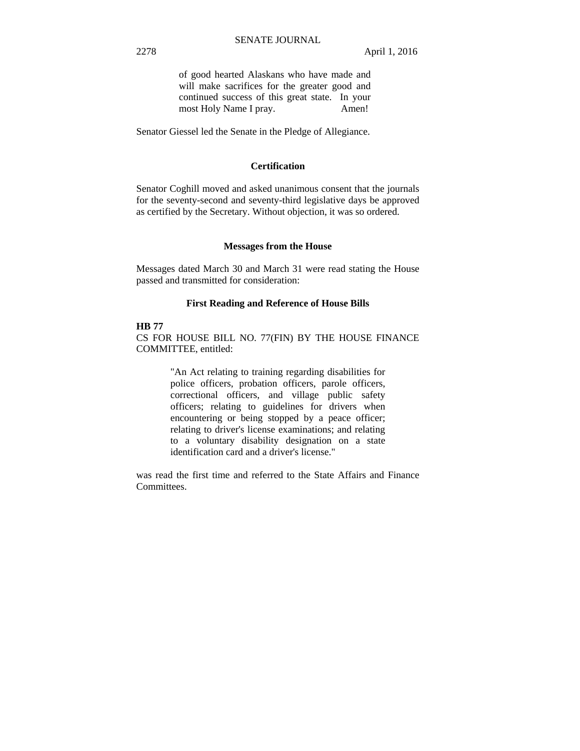of good hearted Alaskans who have made and will make sacrifices for the greater good and continued success of this great state. In your most Holy Name I pray. Amen!

Senator Giessel led the Senate in the Pledge of Allegiance.

## Certification

Senator Coghill moved and asked unanimous consent that the journals for the seventy-second and seventy-third legislative days be approved as certified by the Secretary. Without objection, it was so ordered.

## Messages from the House

Messages dated March 30 and March 31 were read stating the House passed and transmitted for consideration:

## First Reading and Reference of House Bills

**HB 77**

CS FOR HOUSE BILL NO. 77(FIN) BY THE HOUSE FINANCE COMMITTEE, entitled:

> "An Act relating to training regarding disabilities for police officers, probation officers, parole officers, correctional officers, and village public safety officers; relating to guidelines for drivers when encountering or being stopped by a peace officer; relating to driver's license examinations; and relating to a voluntary disability designation on a state identification card and a driver's license."

was read the first time and referred to the State Affairs and Finance Committees.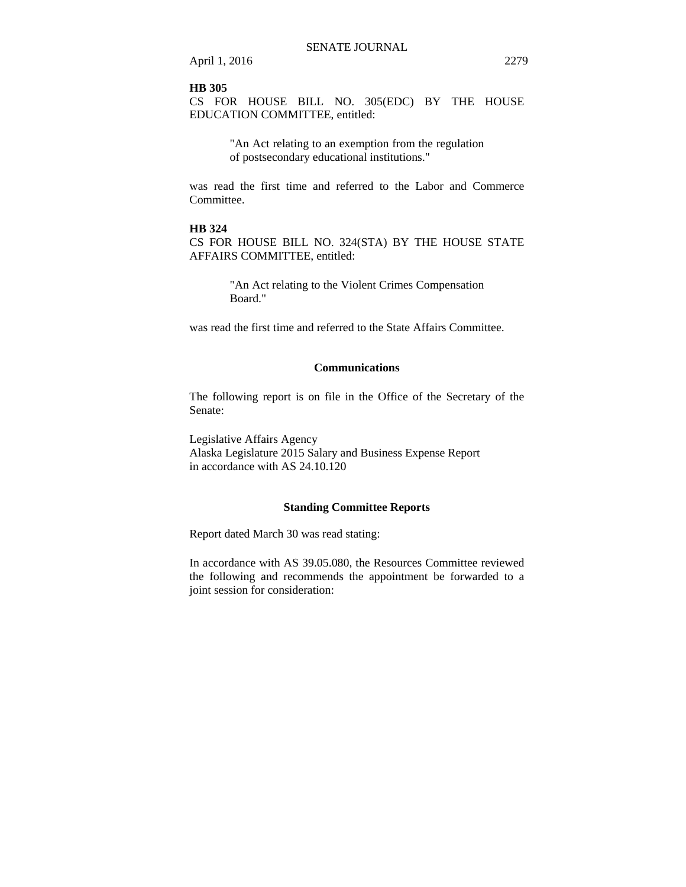**HB 305**
CS FOR HOUSE BILL NO. 305(EDC) BY THE HOUSE EDUCATION COMMITTEE, entitled:

> "An Act relating to an exemption from the regulation of postsecondary educational institutions."

was read the first time and referred to the Labor and Commerce Committee.

**HB 324**
CS FOR HOUSE BILL NO. 324(STA) BY THE HOUSE STATE AFFAIRS COMMITTEE, entitled:

> "An Act relating to the Violent Crimes Compensation Board."

was read the first time and referred to the State Affairs Committee.

## Communications

The following report is on file in the Office of the Secretary of the Senate:

Legislative Affairs Agency
Alaska Legislature 2015 Salary and Business Expense Report
in accordance with AS 24.10.120

## Standing Committee Reports

Report dated March 30 was read stating:

In accordance with AS 39.05.080, the Resources Committee reviewed the following and recommends the appointment be forwarded to a joint session for consideration: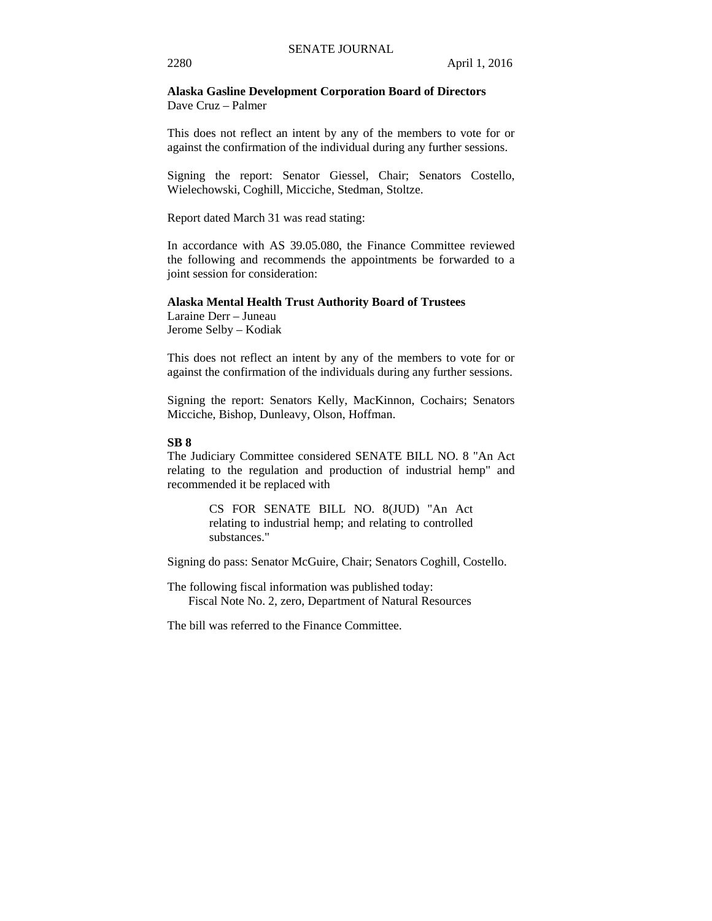**Alaska Gasline Development Corporation Board of Directors**
Dave Cruz – Palmer

This does not reflect an intent by any of the members to vote for or against the confirmation of the individual during any further sessions.

Signing the report: Senator Giessel, Chair; Senators Costello, Wielechowski, Coghill, Micciche, Stedman, Stoltze.

Report dated March 31 was read stating:

In accordance with AS 39.05.080, the Finance Committee reviewed the following and recommends the appointments be forwarded to a joint session for consideration:

**Alaska Mental Health Trust Authority Board of Trustees**
Laraine Derr – Juneau
Jerome Selby – Kodiak

This does not reflect an intent by any of the members to vote for or against the confirmation of the individuals during any further sessions.

Signing the report: Senators Kelly, MacKinnon, Cochairs; Senators Micciche, Bishop, Dunleavy, Olson, Hoffman.

**SB 8**

The Judiciary Committee considered SENATE BILL NO. 8 "An Act relating to the regulation and production of industrial hemp" and recommended it be replaced with

> CS FOR SENATE BILL NO. 8(JUD) "An Act relating to industrial hemp; and relating to controlled substances."

Signing do pass: Senator McGuire, Chair; Senators Coghill, Costello.

The following fiscal information was published today:
Fiscal Note No. 2, zero, Department of Natural Resources

The bill was referred to the Finance Committee.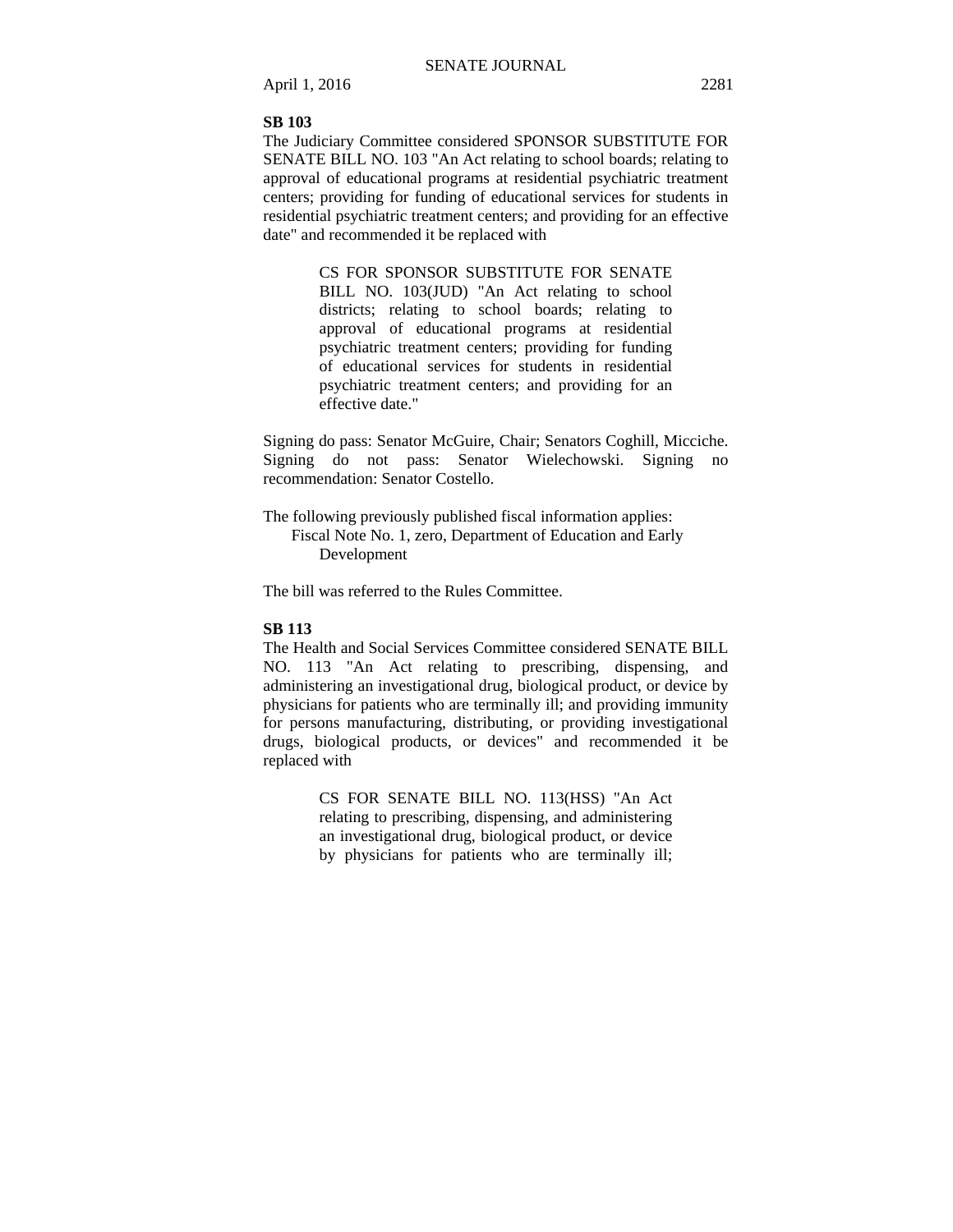**SB 103**

The Judiciary Committee considered SPONSOR SUBSTITUTE FOR SENATE BILL NO. 103 "An Act relating to school boards; relating to approval of educational programs at residential psychiatric treatment centers; providing for funding of educational services for students in residential psychiatric treatment centers; and providing for an effective date" and recommended it be replaced with

> CS FOR SPONSOR SUBSTITUTE FOR SENATE BILL NO. 103(JUD) "An Act relating to school districts; relating to school boards; relating to approval of educational programs at residential psychiatric treatment centers; providing for funding of educational services for students in residential psychiatric treatment centers; and providing for an effective date."

Signing do pass: Senator McGuire, Chair; Senators Coghill, Micciche. Signing do not pass: Senator Wielechowski. Signing no recommendation: Senator Costello.

The following previously published fiscal information applies:
Fiscal Note No. 1, zero, Department of Education and Early Development

The bill was referred to the Rules Committee.

**SB 113**

The Health and Social Services Committee considered SENATE BILL NO. 113 "An Act relating to prescribing, dispensing, and administering an investigational drug, biological product, or device by physicians for patients who are terminally ill; and providing immunity for persons manufacturing, distributing, or providing investigational drugs, biological products, or devices" and recommended it be replaced with

> CS FOR SENATE BILL NO. 113(HSS) "An Act relating to prescribing, dispensing, and administering an investigational drug, biological product, or device by physicians for patients who are terminally ill;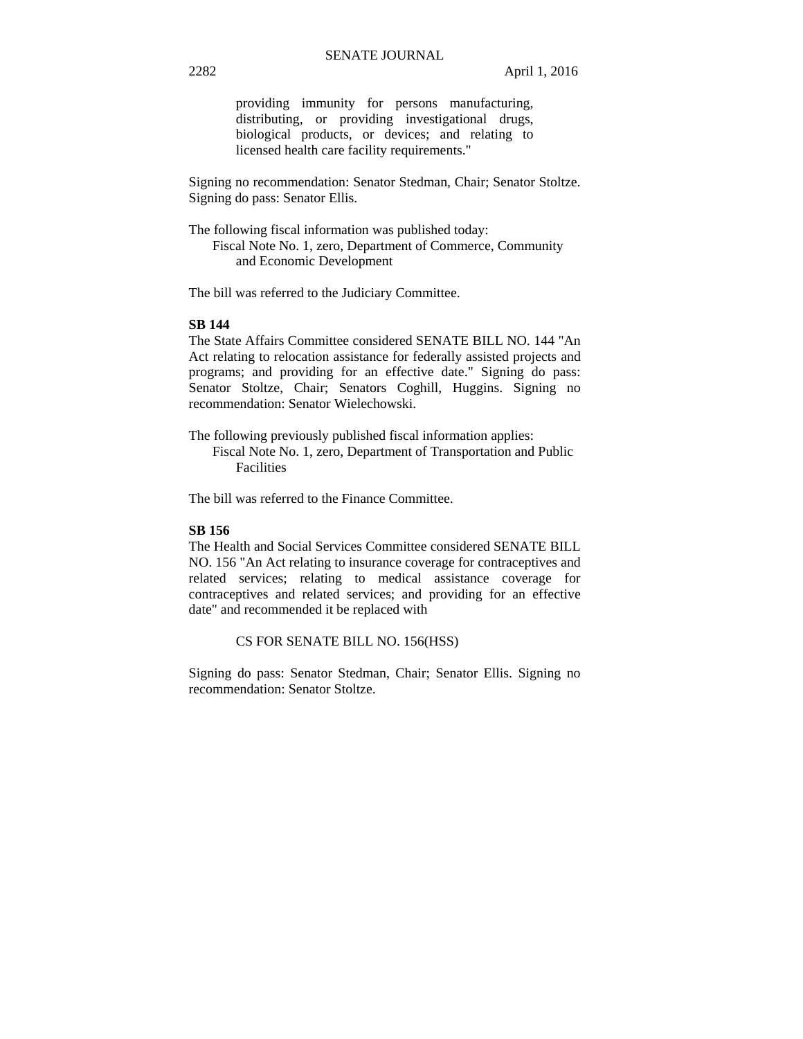providing immunity for persons manufacturing, distributing, or providing investigational drugs, biological products, or devices; and relating to licensed health care facility requirements."

Signing no recommendation: Senator Stedman, Chair; Senator Stoltze. Signing do pass: Senator Ellis.

The following fiscal information was published today:

Fiscal Note No. 1, zero, Department of Commerce, Community and Economic Development

The bill was referred to the Judiciary Committee.

**SB 144**

The State Affairs Committee considered SENATE BILL NO. 144 "An Act relating to relocation assistance for federally assisted projects and programs; and providing for an effective date." Signing do pass: Senator Stoltze, Chair; Senators Coghill, Huggins. Signing no recommendation: Senator Wielechowski.

The following previously published fiscal information applies:

Fiscal Note No. 1, zero, Department of Transportation and Public Facilities

The bill was referred to the Finance Committee.

**SB 156**

The Health and Social Services Committee considered SENATE BILL NO. 156 "An Act relating to insurance coverage for contraceptives and related services; relating to medical assistance coverage for contraceptives and related services; and providing for an effective date" and recommended it be replaced with

CS FOR SENATE BILL NO. 156(HSS)

Signing do pass: Senator Stedman, Chair; Senator Ellis. Signing no recommendation: Senator Stoltze.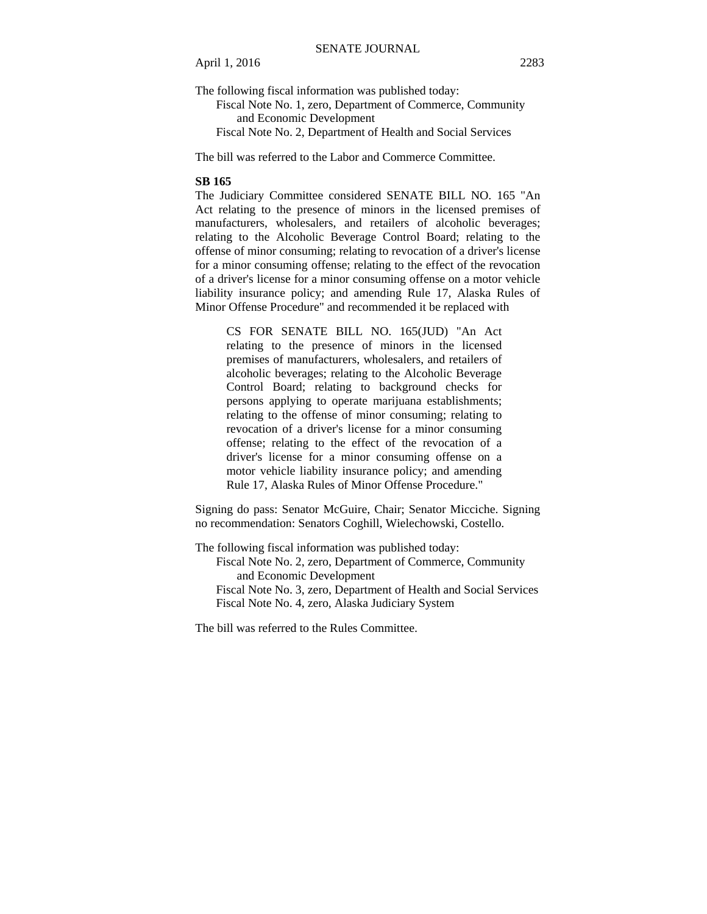The following fiscal information was published today:

Fiscal Note No. 1, zero, Department of Commerce, Community and Economic Development

Fiscal Note No. 2, Department of Health and Social Services

The bill was referred to the Labor and Commerce Committee.

**SB 165**

The Judiciary Committee considered SENATE BILL NO. 165 "An Act relating to the presence of minors in the licensed premises of manufacturers, wholesalers, and retailers of alcoholic beverages; relating to the Alcoholic Beverage Control Board; relating to the offense of minor consuming; relating to revocation of a driver's license for a minor consuming offense; relating to the effect of the revocation of a driver's license for a minor consuming offense on a motor vehicle liability insurance policy; and amending Rule 17, Alaska Rules of Minor Offense Procedure" and recommended it be replaced with

> CS FOR SENATE BILL NO. 165(JUD) "An Act relating to the presence of minors in the licensed premises of manufacturers, wholesalers, and retailers of alcoholic beverages; relating to the Alcoholic Beverage Control Board; relating to background checks for persons applying to operate marijuana establishments; relating to the offense of minor consuming; relating to revocation of a driver's license for a minor consuming offense; relating to the effect of the revocation of a driver's license for a minor consuming offense on a motor vehicle liability insurance policy; and amending Rule 17, Alaska Rules of Minor Offense Procedure."

Signing do pass: Senator McGuire, Chair; Senator Micciche. Signing no recommendation: Senators Coghill, Wielechowski, Costello.

The following fiscal information was published today:

Fiscal Note No. 2, zero, Department of Commerce, Community and Economic Development

Fiscal Note No. 3, zero, Department of Health and Social Services

Fiscal Note No. 4, zero, Alaska Judiciary System

The bill was referred to the Rules Committee.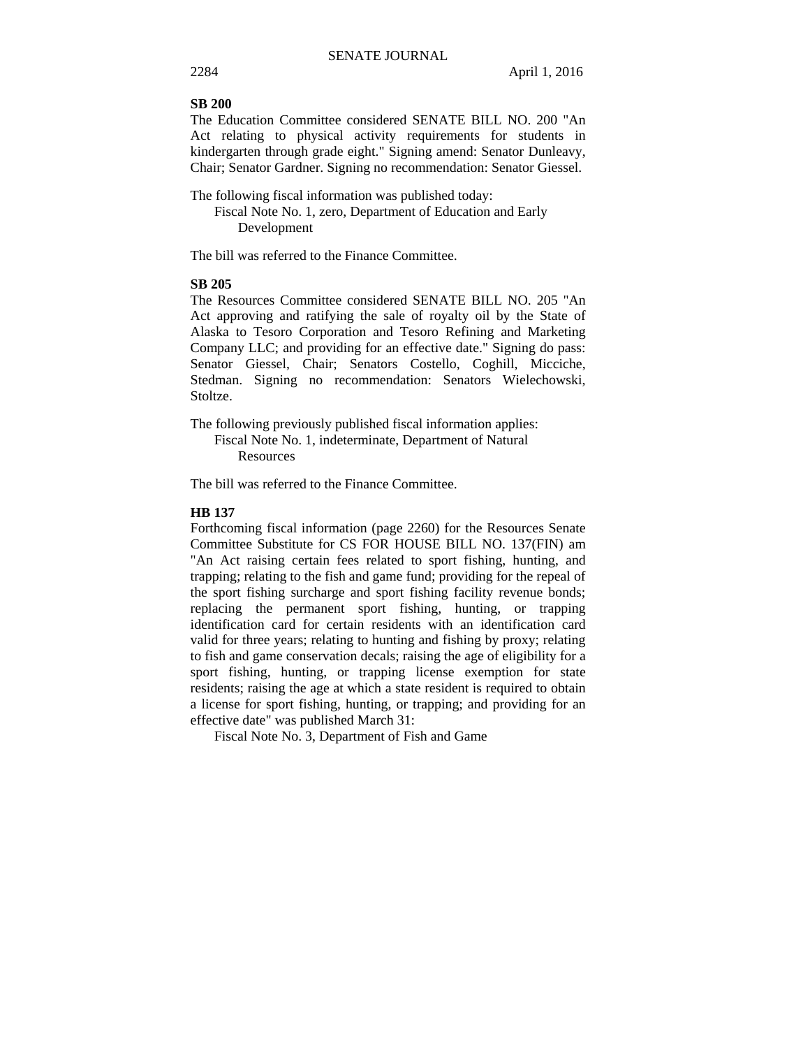**SB 200**

The Education Committee considered SENATE BILL NO. 200 "An Act relating to physical activity requirements for students in kindergarten through grade eight." Signing amend: Senator Dunleavy, Chair; Senator Gardner. Signing no recommendation: Senator Giessel.

The following fiscal information was published today:

Fiscal Note No. 1, zero, Department of Education and Early Development

The bill was referred to the Finance Committee.

**SB 205**

The Resources Committee considered SENATE BILL NO. 205 "An Act approving and ratifying the sale of royalty oil by the State of Alaska to Tesoro Corporation and Tesoro Refining and Marketing Company LLC; and providing for an effective date." Signing do pass: Senator Giessel, Chair; Senators Costello, Coghill, Micciche, Stedman. Signing no recommendation: Senators Wielechowski, Stoltze.

The following previously published fiscal information applies:

Fiscal Note No. 1, indeterminate, Department of Natural Resources

The bill was referred to the Finance Committee.

**HB 137**

Forthcoming fiscal information (page 2260) for the Resources Senate Committee Substitute for CS FOR HOUSE BILL NO. 137(FIN) am "An Act raising certain fees related to sport fishing, hunting, and trapping; relating to the fish and game fund; providing for the repeal of the sport fishing surcharge and sport fishing facility revenue bonds; replacing the permanent sport fishing, hunting, or trapping identification card for certain residents with an identification card valid for three years; relating to hunting and fishing by proxy; relating to fish and game conservation decals; raising the age of eligibility for a sport fishing, hunting, or trapping license exemption for state residents; raising the age at which a state resident is required to obtain a license for sport fishing, hunting, or trapping; and providing for an effective date" was published March 31:

Fiscal Note No. 3, Department of Fish and Game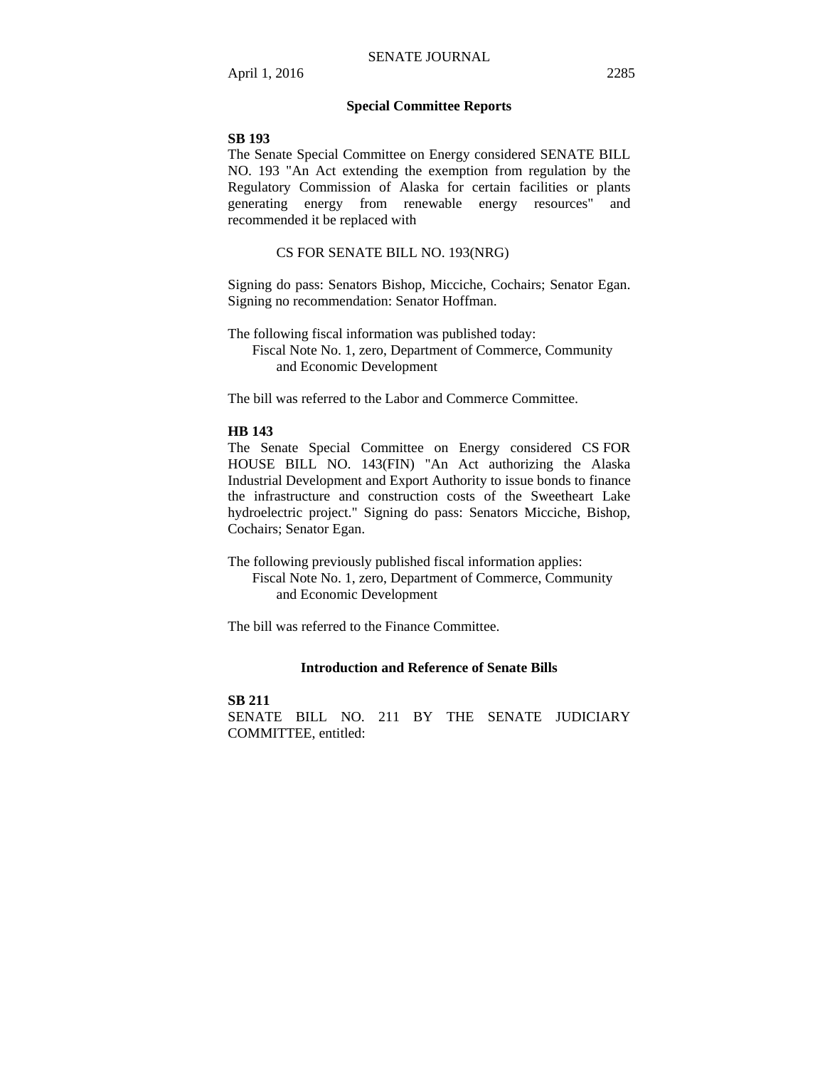## Special Committee Reports

**SB 193**

The Senate Special Committee on Energy considered SENATE BILL NO. 193 "An Act extending the exemption from regulation by the Regulatory Commission of Alaska for certain facilities or plants generating energy from renewable energy resources" and recommended it be replaced with

CS FOR SENATE BILL NO. 193(NRG)

Signing do pass: Senators Bishop, Micciche, Cochairs; Senator Egan. Signing no recommendation: Senator Hoffman.

The following fiscal information was published today:
Fiscal Note No. 1, zero, Department of Commerce, Community and Economic Development

The bill was referred to the Labor and Commerce Committee.

**HB 143**

The Senate Special Committee on Energy considered CS FOR HOUSE BILL NO. 143(FIN) "An Act authorizing the Alaska Industrial Development and Export Authority to issue bonds to finance the infrastructure and construction costs of the Sweetheart Lake hydroelectric project." Signing do pass: Senators Micciche, Bishop, Cochairs; Senator Egan.

The following previously published fiscal information applies:
Fiscal Note No. 1, zero, Department of Commerce, Community and Economic Development

The bill was referred to the Finance Committee.

## Introduction and Reference of Senate Bills

**SB 211**

SENATE BILL NO. 211 BY THE SENATE JUDICIARY COMMITTEE, entitled: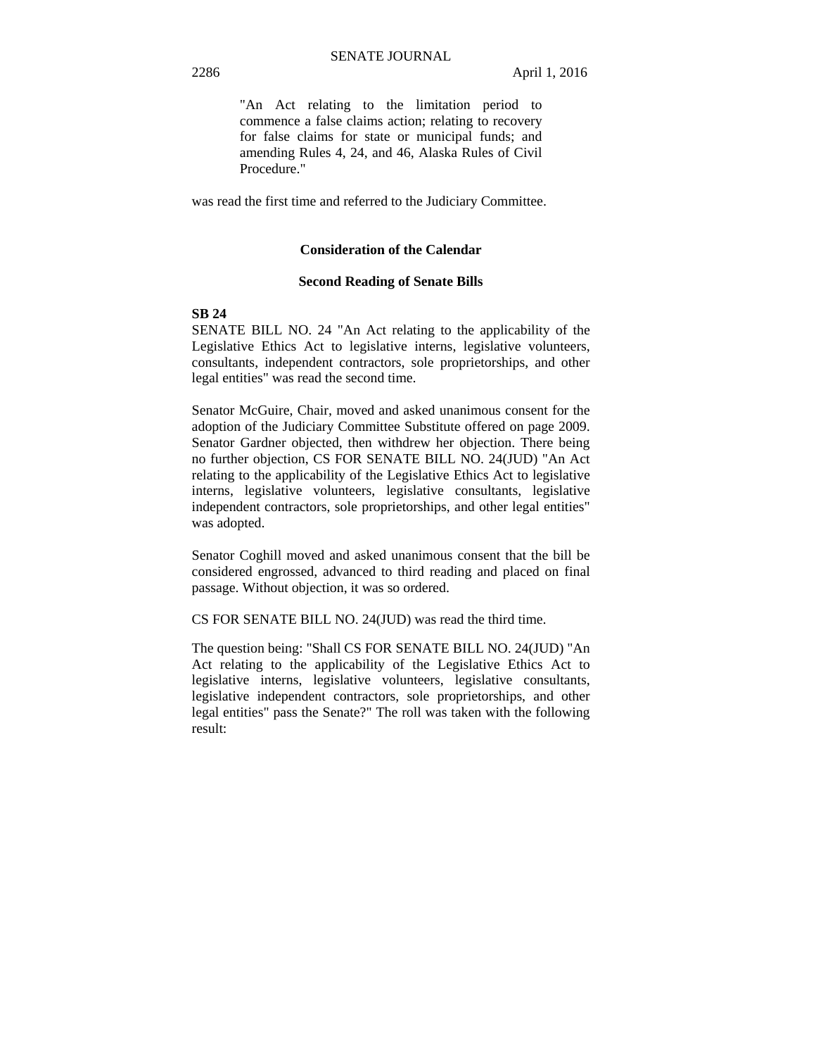"An Act relating to the limitation period to commence a false claims action; relating to recovery for false claims for state or municipal funds; and amending Rules 4, 24, and 46, Alaska Rules of Civil Procedure."

was read the first time and referred to the Judiciary Committee.

### Consideration of the Calendar

### Second Reading of Senate Bills

**SB 24**

SENATE BILL NO. 24 "An Act relating to the applicability of the Legislative Ethics Act to legislative interns, legislative volunteers, consultants, independent contractors, sole proprietorships, and other legal entities" was read the second time.

Senator McGuire, Chair, moved and asked unanimous consent for the adoption of the Judiciary Committee Substitute offered on page 2009. Senator Gardner objected, then withdrew her objection. There being no further objection, CS FOR SENATE BILL NO. 24(JUD) "An Act relating to the applicability of the Legislative Ethics Act to legislative interns, legislative volunteers, legislative consultants, legislative independent contractors, sole proprietorships, and other legal entities" was adopted.

Senator Coghill moved and asked unanimous consent that the bill be considered engrossed, advanced to third reading and placed on final passage. Without objection, it was so ordered.

CS FOR SENATE BILL NO. 24(JUD) was read the third time.

The question being: "Shall CS FOR SENATE BILL NO. 24(JUD) "An Act relating to the applicability of the Legislative Ethics Act to legislative interns, legislative volunteers, legislative consultants, legislative independent contractors, sole proprietorships, and other legal entities" pass the Senate?" The roll was taken with the following result: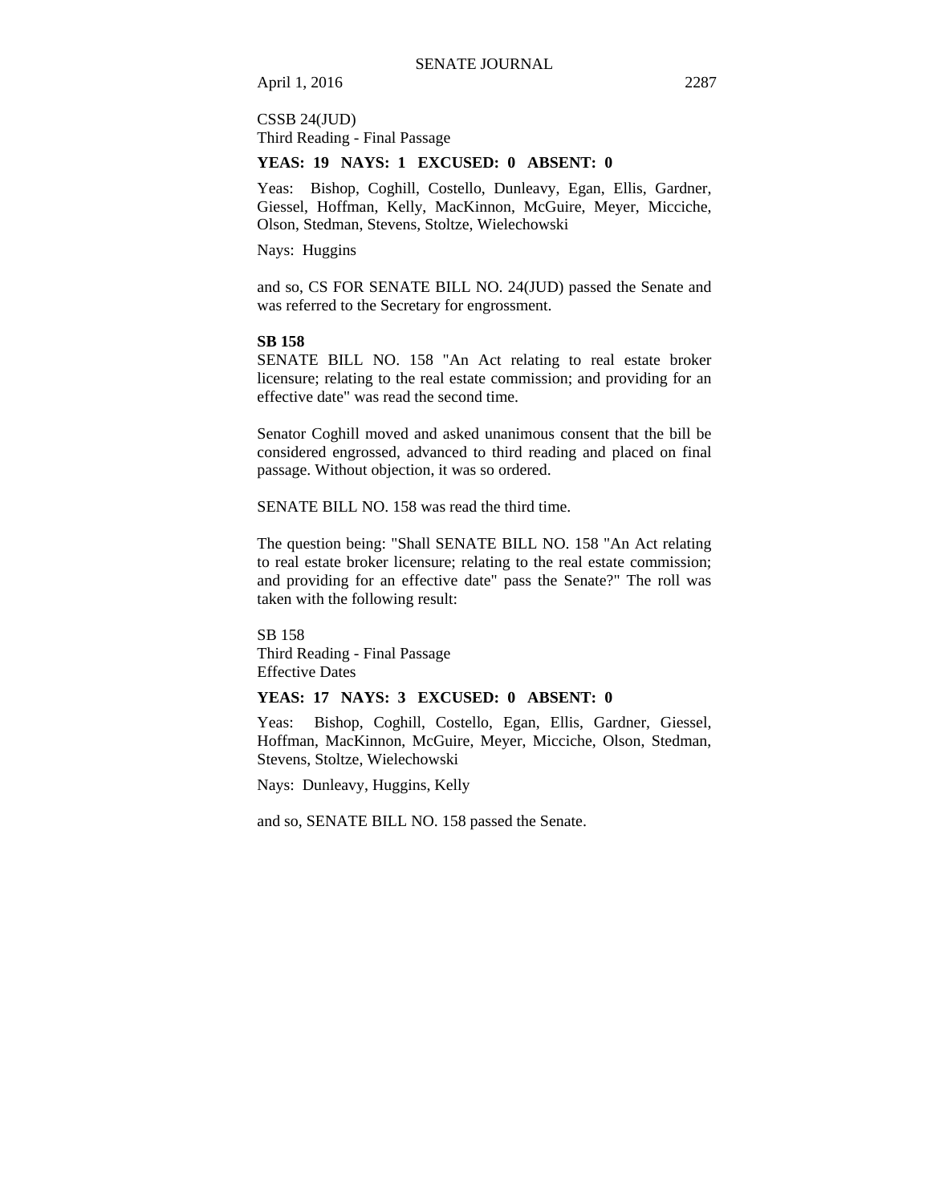CSSB 24(JUD)
Third Reading - Final Passage

**YEAS: 19 NAYS: 1 EXCUSED: 0 ABSENT: 0**

Yeas: Bishop, Coghill, Costello, Dunleavy, Egan, Ellis, Gardner, Giessel, Hoffman, Kelly, MacKinnon, McGuire, Meyer, Micciche, Olson, Stedman, Stevens, Stoltze, Wielechowski

Nays: Huggins

and so, CS FOR SENATE BILL NO. 24(JUD) passed the Senate and was referred to the Secretary for engrossment.

**SB 158**

SENATE BILL NO. 158 "An Act relating to real estate broker licensure; relating to the real estate commission; and providing for an effective date" was read the second time.

Senator Coghill moved and asked unanimous consent that the bill be considered engrossed, advanced to third reading and placed on final passage. Without objection, it was so ordered.

SENATE BILL NO. 158 was read the third time.

The question being: "Shall SENATE BILL NO. 158 "An Act relating to real estate broker licensure; relating to the real estate commission; and providing for an effective date" pass the Senate?" The roll was taken with the following result:

SB 158
Third Reading - Final Passage
Effective Dates

**YEAS: 17 NAYS: 3 EXCUSED: 0 ABSENT: 0**

Yeas: Bishop, Coghill, Costello, Egan, Ellis, Gardner, Giessel, Hoffman, MacKinnon, McGuire, Meyer, Micciche, Olson, Stedman, Stevens, Stoltze, Wielechowski

Nays: Dunleavy, Huggins, Kelly

and so, SENATE BILL NO. 158 passed the Senate.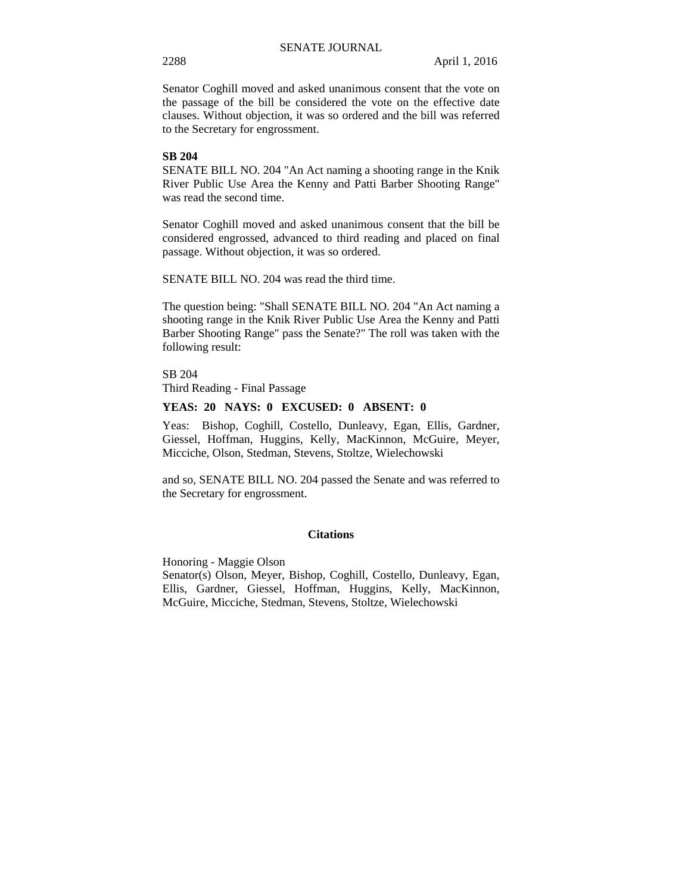Senator Coghill moved and asked unanimous consent that the vote on the passage of the bill be considered the vote on the effective date clauses. Without objection, it was so ordered and the bill was referred to the Secretary for engrossment.

**SB 204**

SENATE BILL NO. 204 "An Act naming a shooting range in the Knik River Public Use Area the Kenny and Patti Barber Shooting Range" was read the second time.

Senator Coghill moved and asked unanimous consent that the bill be considered engrossed, advanced to third reading and placed on final passage. Without objection, it was so ordered.

SENATE BILL NO. 204 was read the third time.

The question being: "Shall SENATE BILL NO. 204 "An Act naming a shooting range in the Knik River Public Use Area the Kenny and Patti Barber Shooting Range" pass the Senate?" The roll was taken with the following result:

SB 204
Third Reading - Final Passage

**YEAS: 20 NAYS: 0 EXCUSED: 0 ABSENT: 0**

Yeas: Bishop, Coghill, Costello, Dunleavy, Egan, Ellis, Gardner, Giessel, Hoffman, Huggins, Kelly, MacKinnon, McGuire, Meyer, Micciche, Olson, Stedman, Stevens, Stoltze, Wielechowski

and so, SENATE BILL NO. 204 passed the Senate and was referred to the Secretary for engrossment.

## Citations

Honoring - Maggie Olson
Senator(s) Olson, Meyer, Bishop, Coghill, Costello, Dunleavy, Egan, Ellis, Gardner, Giessel, Hoffman, Huggins, Kelly, MacKinnon, McGuire, Micciche, Stedman, Stevens, Stoltze, Wielechowski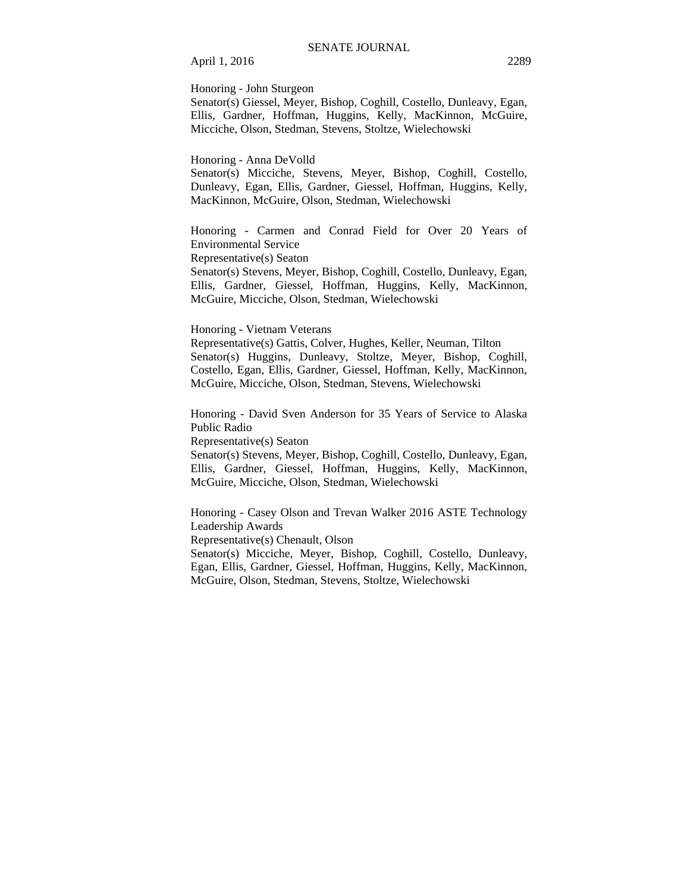Honoring - John Sturgeon
Senator(s) Giessel, Meyer, Bishop, Coghill, Costello, Dunleavy, Egan, Ellis, Gardner, Hoffman, Huggins, Kelly, MacKinnon, McGuire, Micciche, Olson, Stedman, Stevens, Stoltze, Wielechowski

Honoring - Anna DeVolld
Senator(s) Micciche, Stevens, Meyer, Bishop, Coghill, Costello, Dunleavy, Egan, Ellis, Gardner, Giessel, Hoffman, Huggins, Kelly, MacKinnon, McGuire, Olson, Stedman, Wielechowski

Honoring - Carmen and Conrad Field for Over 20 Years of Environmental Service
Representative(s) Seaton
Senator(s) Stevens, Meyer, Bishop, Coghill, Costello, Dunleavy, Egan, Ellis, Gardner, Giessel, Hoffman, Huggins, Kelly, MacKinnon, McGuire, Micciche, Olson, Stedman, Wielechowski

Honoring - Vietnam Veterans
Representative(s) Gattis, Colver, Hughes, Keller, Neuman, Tilton
Senator(s) Huggins, Dunleavy, Stoltze, Meyer, Bishop, Coghill, Costello, Egan, Ellis, Gardner, Giessel, Hoffman, Kelly, MacKinnon, McGuire, Micciche, Olson, Stedman, Stevens, Wielechowski

Honoring - David Sven Anderson for 35 Years of Service to Alaska Public Radio
Representative(s) Seaton
Senator(s) Stevens, Meyer, Bishop, Coghill, Costello, Dunleavy, Egan, Ellis, Gardner, Giessel, Hoffman, Huggins, Kelly, MacKinnon, McGuire, Micciche, Olson, Stedman, Wielechowski

Honoring - Casey Olson and Trevan Walker 2016 ASTE Technology Leadership Awards
Representative(s) Chenault, Olson
Senator(s) Micciche, Meyer, Bishop, Coghill, Costello, Dunleavy, Egan, Ellis, Gardner, Giessel, Hoffman, Huggins, Kelly, MacKinnon, McGuire, Olson, Stedman, Stevens, Stoltze, Wielechowski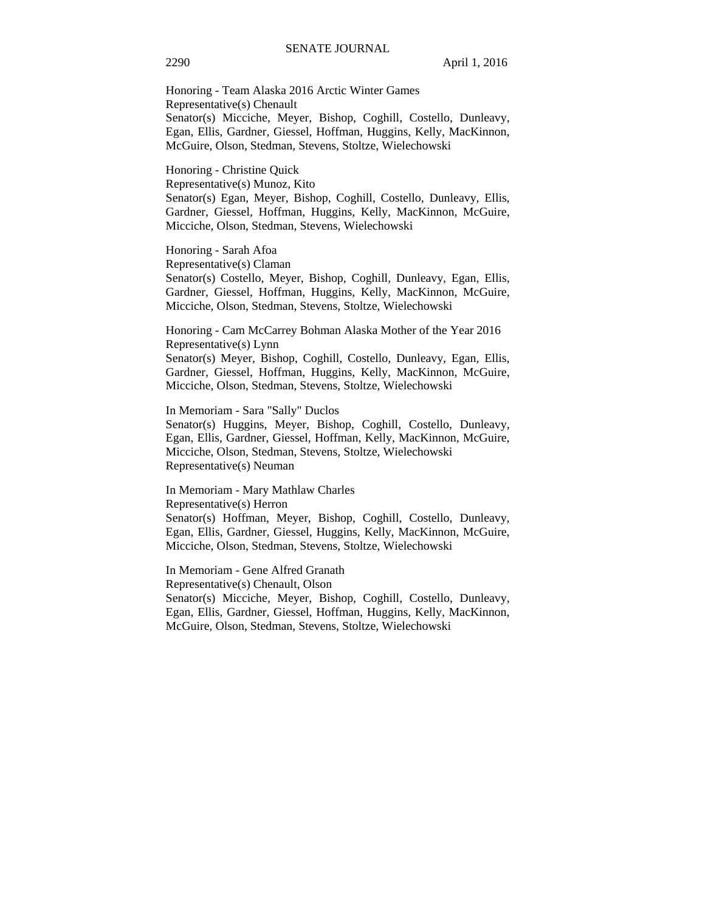Honoring - Team Alaska 2016 Arctic Winter Games
Representative(s) Chenault
Senator(s) Micciche, Meyer, Bishop, Coghill, Costello, Dunleavy, Egan, Ellis, Gardner, Giessel, Hoffman, Huggins, Kelly, MacKinnon, McGuire, Olson, Stedman, Stevens, Stoltze, Wielechowski

Honoring - Christine Quick
Representative(s) Munoz, Kito
Senator(s) Egan, Meyer, Bishop, Coghill, Costello, Dunleavy, Ellis, Gardner, Giessel, Hoffman, Huggins, Kelly, MacKinnon, McGuire, Micciche, Olson, Stedman, Stevens, Wielechowski

Honoring - Sarah Afoa
Representative(s) Claman
Senator(s) Costello, Meyer, Bishop, Coghill, Dunleavy, Egan, Ellis, Gardner, Giessel, Hoffman, Huggins, Kelly, MacKinnon, McGuire, Micciche, Olson, Stedman, Stevens, Stoltze, Wielechowski

Honoring - Cam McCarrey Bohman Alaska Mother of the Year 2016
Representative(s) Lynn
Senator(s) Meyer, Bishop, Coghill, Costello, Dunleavy, Egan, Ellis, Gardner, Giessel, Hoffman, Huggins, Kelly, MacKinnon, McGuire, Micciche, Olson, Stedman, Stevens, Stoltze, Wielechowski

In Memoriam - Sara "Sally" Duclos
Senator(s) Huggins, Meyer, Bishop, Coghill, Costello, Dunleavy, Egan, Ellis, Gardner, Giessel, Hoffman, Kelly, MacKinnon, McGuire, Micciche, Olson, Stedman, Stevens, Stoltze, Wielechowski
Representative(s) Neuman

In Memoriam - Mary Mathlaw Charles
Representative(s) Herron
Senator(s) Hoffman, Meyer, Bishop, Coghill, Costello, Dunleavy, Egan, Ellis, Gardner, Giessel, Huggins, Kelly, MacKinnon, McGuire, Micciche, Olson, Stedman, Stevens, Stoltze, Wielechowski

In Memoriam - Gene Alfred Granath
Representative(s) Chenault, Olson
Senator(s) Micciche, Meyer, Bishop, Coghill, Costello, Dunleavy, Egan, Ellis, Gardner, Giessel, Hoffman, Huggins, Kelly, MacKinnon, McGuire, Olson, Stedman, Stevens, Stoltze, Wielechowski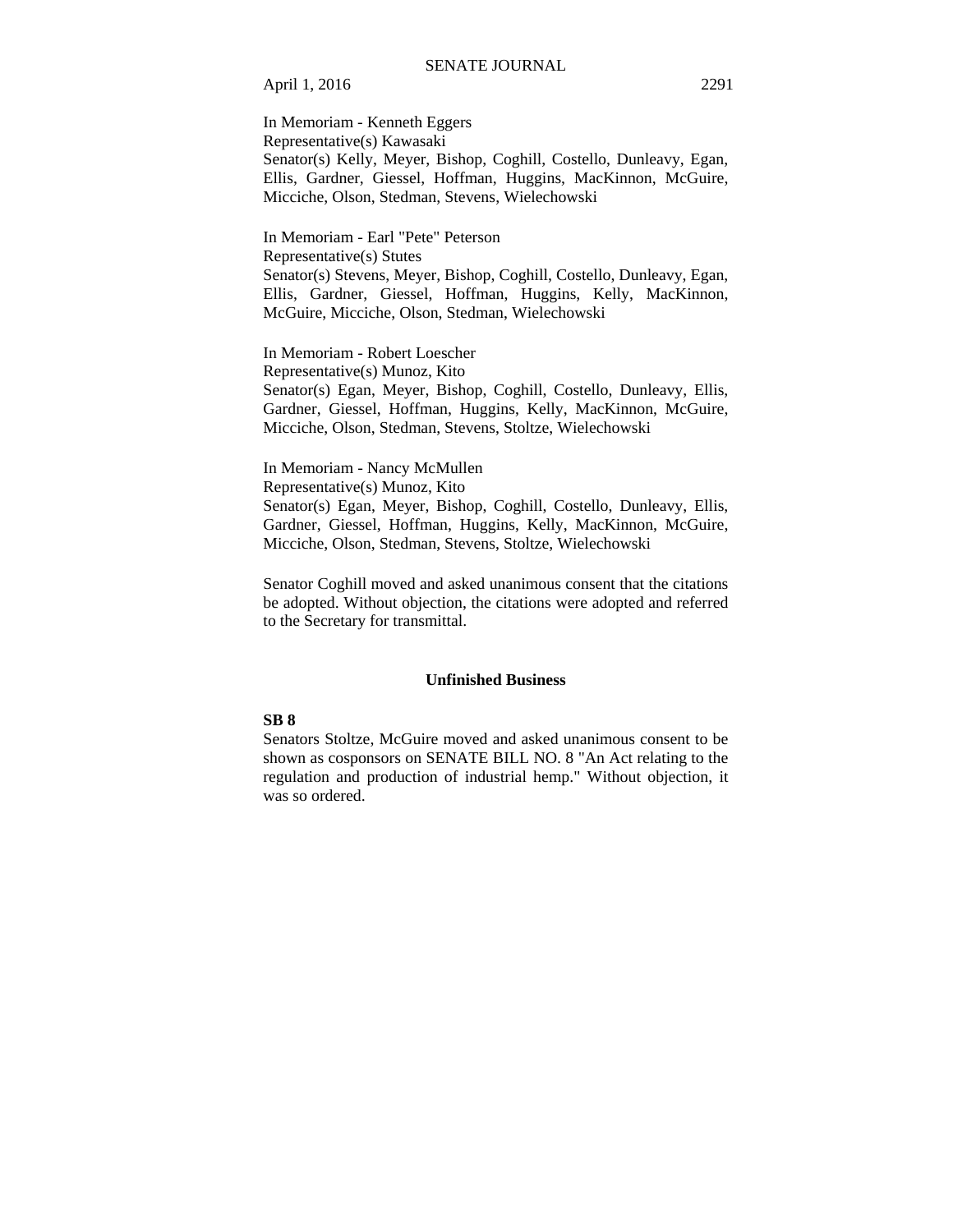In Memoriam - Kenneth Eggers
Representative(s) Kawasaki
Senator(s) Kelly, Meyer, Bishop, Coghill, Costello, Dunleavy, Egan, Ellis, Gardner, Giessel, Hoffman, Huggins, MacKinnon, McGuire, Micciche, Olson, Stedman, Stevens, Wielechowski

In Memoriam - Earl "Pete" Peterson
Representative(s) Stutes
Senator(s) Stevens, Meyer, Bishop, Coghill, Costello, Dunleavy, Egan, Ellis, Gardner, Giessel, Hoffman, Huggins, Kelly, MacKinnon, McGuire, Micciche, Olson, Stedman, Wielechowski

In Memoriam - Robert Loescher
Representative(s) Munoz, Kito
Senator(s) Egan, Meyer, Bishop, Coghill, Costello, Dunleavy, Ellis, Gardner, Giessel, Hoffman, Huggins, Kelly, MacKinnon, McGuire, Micciche, Olson, Stedman, Stevens, Stoltze, Wielechowski

In Memoriam - Nancy McMullen
Representative(s) Munoz, Kito
Senator(s) Egan, Meyer, Bishop, Coghill, Costello, Dunleavy, Ellis, Gardner, Giessel, Hoffman, Huggins, Kelly, MacKinnon, McGuire, Micciche, Olson, Stedman, Stevens, Stoltze, Wielechowski

Senator Coghill moved and asked unanimous consent that the citations be adopted. Without objection, the citations were adopted and referred to the Secretary for transmittal.

## Unfinished Business

**SB 8**

Senators Stoltze, McGuire moved and asked unanimous consent to be shown as cosponsors on SENATE BILL NO. 8 "An Act relating to the regulation and production of industrial hemp." Without objection, it was so ordered.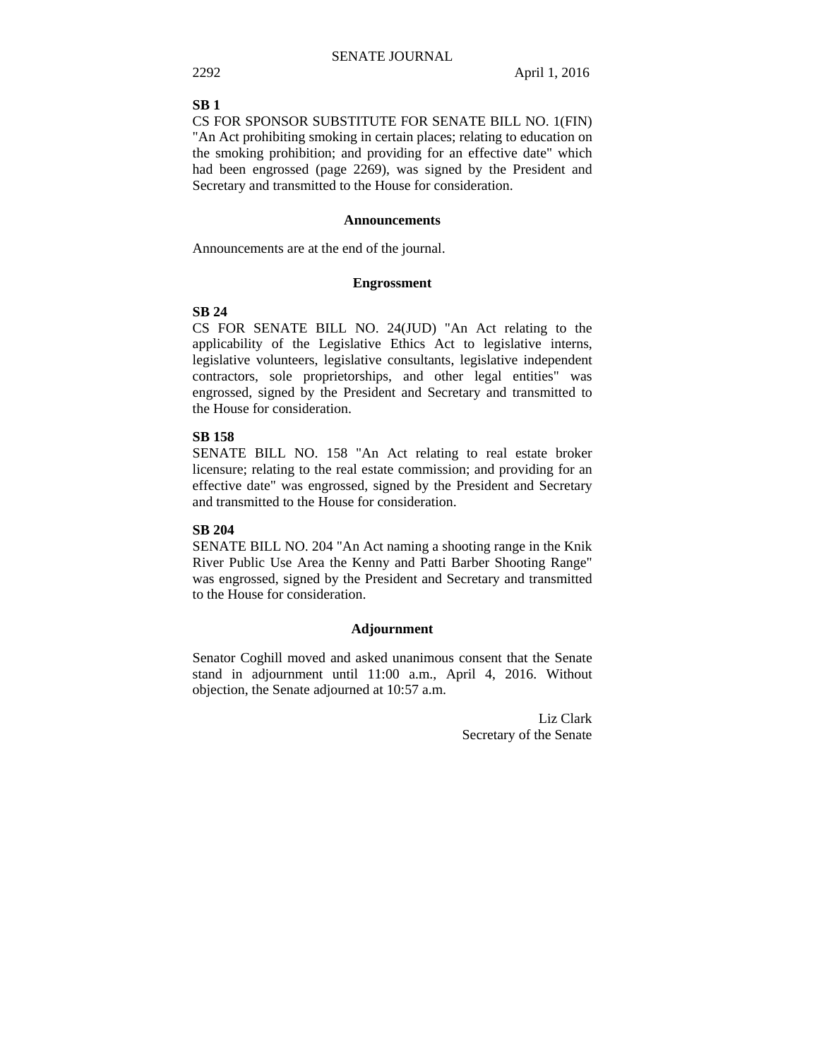**SB 1**

CS FOR SPONSOR SUBSTITUTE FOR SENATE BILL NO. 1(FIN) "An Act prohibiting smoking in certain places; relating to education on the smoking prohibition; and providing for an effective date" which had been engrossed (page 2269), was signed by the President and Secretary and transmitted to the House for consideration.

### Announcements

Announcements are at the end of the journal.

### Engrossment

**SB 24**

CS FOR SENATE BILL NO. 24(JUD) "An Act relating to the applicability of the Legislative Ethics Act to legislative interns, legislative volunteers, legislative consultants, legislative independent contractors, sole proprietorships, and other legal entities" was engrossed, signed by the President and Secretary and transmitted to the House for consideration.

**SB 158**

SENATE BILL NO. 158 "An Act relating to real estate broker licensure; relating to the real estate commission; and providing for an effective date" was engrossed, signed by the President and Secretary and transmitted to the House for consideration.

**SB 204**

SENATE BILL NO. 204 "An Act naming a shooting range in the Knik River Public Use Area the Kenny and Patti Barber Shooting Range" was engrossed, signed by the President and Secretary and transmitted to the House for consideration.

### Adjournment

Senator Coghill moved and asked unanimous consent that the Senate stand in adjournment until 11:00 a.m., April 4, 2016. Without objection, the Senate adjourned at 10:57 a.m.

Liz Clark
Secretary of the Senate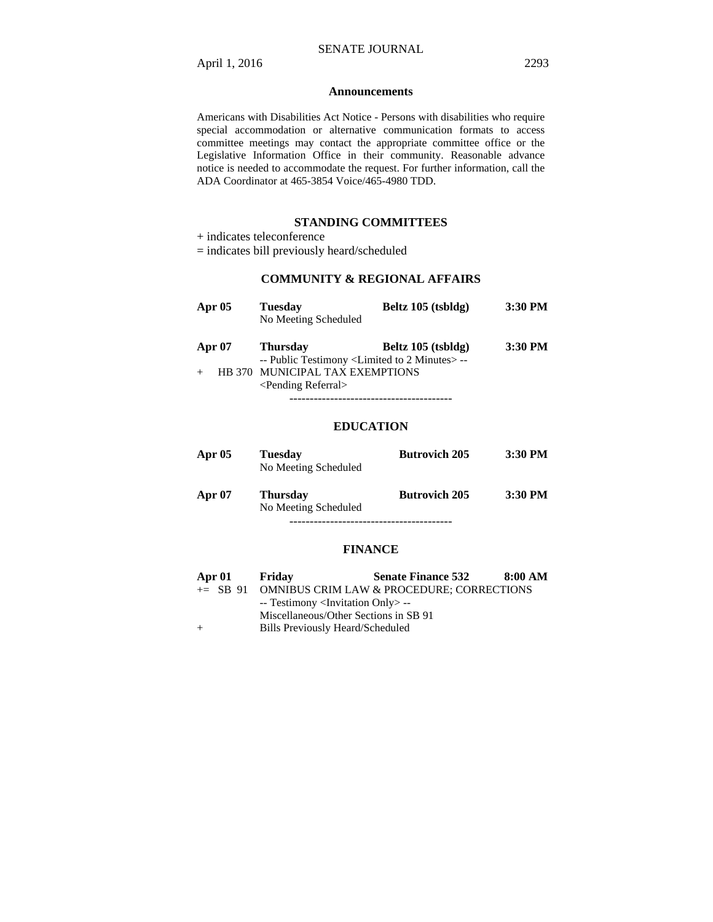## Announcements

Americans with Disabilities Act Notice - Persons with disabilities who require special accommodation or alternative communication formats to access committee meetings may contact the appropriate committee office or the Legislative Information Office in their community. Reasonable advance notice is needed to accommodate the request. For further information, call the ADA Coordinator at 465-3854 Voice/465-4980 TDD.

## STANDING COMMITTEES

+ indicates teleconference
= indicates bill previously heard/scheduled

### COMMUNITY & REGIONAL AFFAIRS

**Apr 05** **Tuesday** **Beltz 105 (tsbldg)** **3:30 PM**
No Meeting Scheduled

**Apr 07** **Thursday** **Beltz 105 (tsbldg)** **3:30 PM**
-- Public Testimony <Limited to 2 Minutes> --
\+ HB 370 MUNICIPAL TAX EXEMPTIONS
<Pending Referral>

----------------------------------------

### EDUCATION

**Apr 05** **Tuesday** **Butrovich 205** **3:30 PM**
No Meeting Scheduled

**Apr 07** **Thursday** **Butrovich 205** **3:30 PM**
No Meeting Scheduled

----------------------------------------

### FINANCE

**Apr 01** **Friday** **Senate Finance 532** **8:00 AM**
+= SB 91 OMNIBUS CRIM LAW & PROCEDURE; CORRECTIONS
-- Testimony <Invitation Only> --
Miscellaneous/Other Sections in SB 91
\+ Bills Previously Heard/Scheduled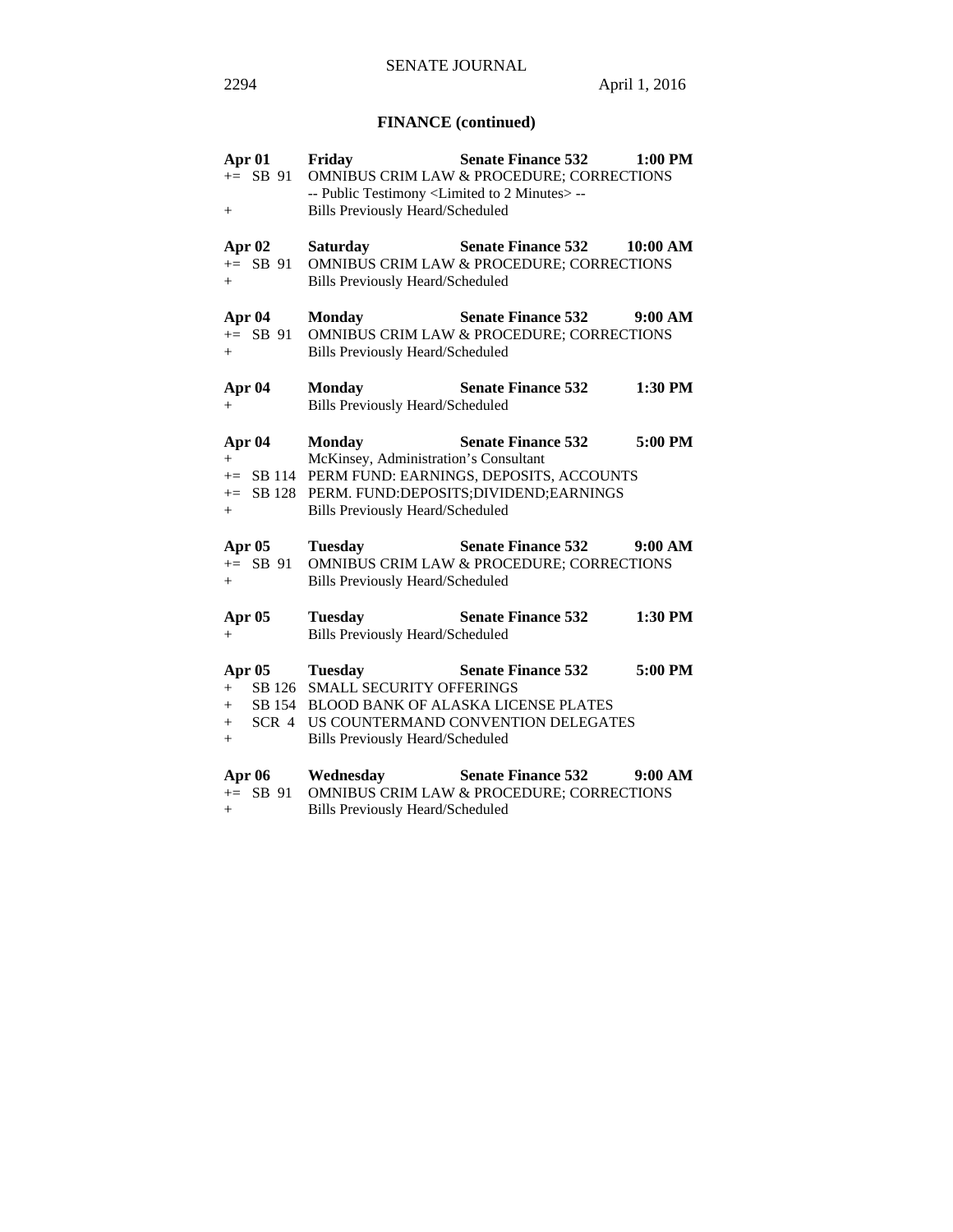## FINANCE (continued)

**Apr 01 Friday Senate Finance 532 1:00 PM**
+= SB 91 OMNIBUS CRIM LAW & PROCEDURE; CORRECTIONS
-- Public Testimony <Limited to 2 Minutes> --
\+ Bills Previously Heard/Scheduled

**Apr 02 Saturday Senate Finance 532 10:00 AM**
+= SB 91 OMNIBUS CRIM LAW & PROCEDURE; CORRECTIONS
\+ Bills Previously Heard/Scheduled

**Apr 04 Monday Senate Finance 532 9:00 AM**
+= SB 91 OMNIBUS CRIM LAW & PROCEDURE; CORRECTIONS
\+ Bills Previously Heard/Scheduled

**Apr 04 Monday Senate Finance 532 1:30 PM**
\+ Bills Previously Heard/Scheduled

**Apr 04 Monday Senate Finance 532 5:00 PM**
\+ McKinsey, Administration's Consultant
+= SB 114 PERM FUND: EARNINGS, DEPOSITS, ACCOUNTS
+= SB 128 PERM. FUND:DEPOSITS;DIVIDEND;EARNINGS
\+ Bills Previously Heard/Scheduled

**Apr 05 Tuesday Senate Finance 532 9:00 AM**
+= SB 91 OMNIBUS CRIM LAW & PROCEDURE; CORRECTIONS
\+ Bills Previously Heard/Scheduled

**Apr 05 Tuesday Senate Finance 532 1:30 PM**
\+ Bills Previously Heard/Scheduled

**Apr 05 Tuesday Senate Finance 532 5:00 PM**
\+ SB 126 SMALL SECURITY OFFERINGS
\+ SB 154 BLOOD BANK OF ALASKA LICENSE PLATES
\+ SCR 4 US COUNTERMAND CONVENTION DELEGATES
\+ Bills Previously Heard/Scheduled

**Apr 06 Wednesday Senate Finance 532 9:00 AM**
+= SB 91 OMNIBUS CRIM LAW & PROCEDURE; CORRECTIONS
\+ Bills Previously Heard/Scheduled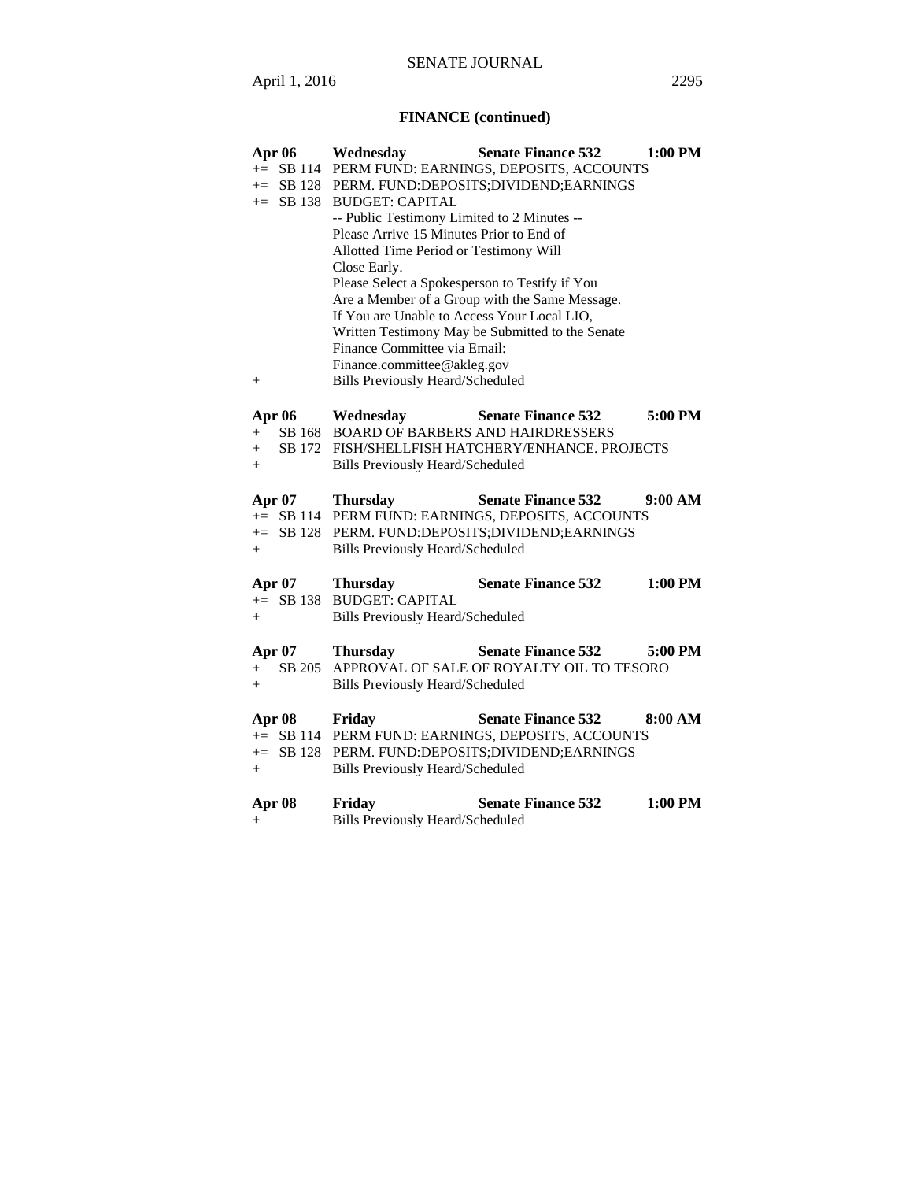## FINANCE (continued)

**Apr 06 Wednesday Senate Finance 532 1:00 PM**

+= SB 114 PERM FUND: EARNINGS, DEPOSITS, ACCOUNTS
+= SB 128 PERM. FUND:DEPOSITS;DIVIDEND;EARNINGS
+= SB 138 BUDGET: CAPITAL
-- Public Testimony Limited to 2 Minutes --
Please Arrive 15 Minutes Prior to End of
Allotted Time Period or Testimony Will
Close Early.
Please Select a Spokesperson to Testify if You
Are a Member of a Group with the Same Message.
If You are Unable to Access Your Local LIO,
Written Testimony May be Submitted to the Senate
Finance Committee via Email:
Finance.committee@akleg.gov
+ Bills Previously Heard/Scheduled

**Apr 06 Wednesday Senate Finance 532 5:00 PM**

+ SB 168 BOARD OF BARBERS AND HAIRDRESSERS
+ SB 172 FISH/SHELLFISH HATCHERY/ENHANCE. PROJECTS
+ Bills Previously Heard/Scheduled

**Apr 07 Thursday Senate Finance 532 9:00 AM**

+= SB 114 PERM FUND: EARNINGS, DEPOSITS, ACCOUNTS
+= SB 128 PERM. FUND:DEPOSITS;DIVIDEND;EARNINGS
+ Bills Previously Heard/Scheduled

**Apr 07 Thursday Senate Finance 532 1:00 PM**

+= SB 138 BUDGET: CAPITAL
+ Bills Previously Heard/Scheduled

**Apr 07 Thursday Senate Finance 532 5:00 PM**

+ SB 205 APPROVAL OF SALE OF ROYALTY OIL TO TESORO
+ Bills Previously Heard/Scheduled

**Apr 08 Friday Senate Finance 532 8:00 AM**

+= SB 114 PERM FUND: EARNINGS, DEPOSITS, ACCOUNTS
+= SB 128 PERM. FUND:DEPOSITS;DIVIDEND;EARNINGS
+ Bills Previously Heard/Scheduled

**Apr 08 Friday Senate Finance 532 1:00 PM**

+ Bills Previously Heard/Scheduled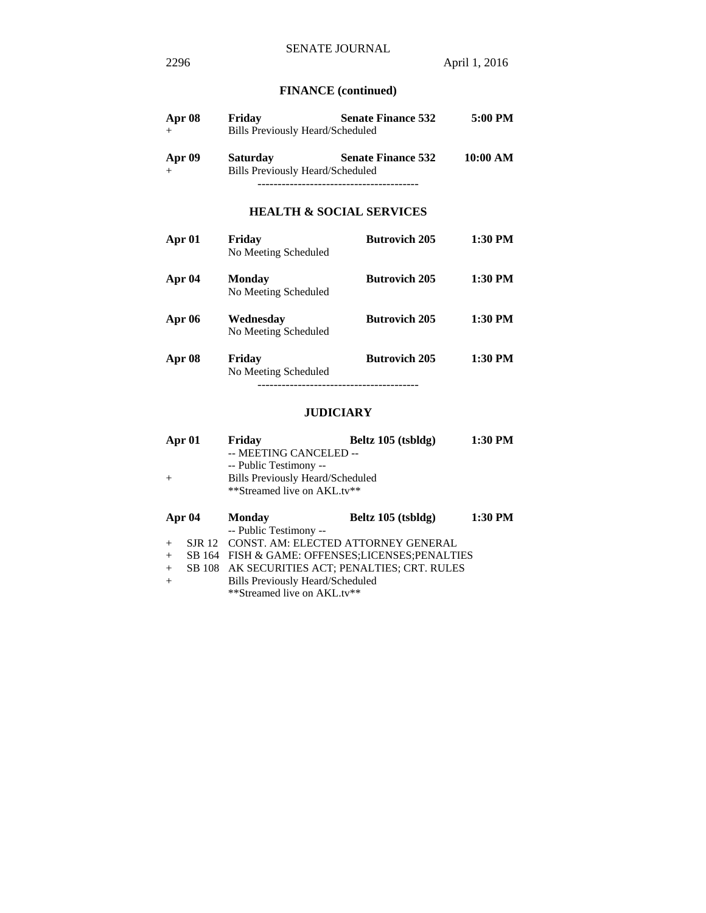## FINANCE (continued)

**Apr 08** **Friday** **Senate Finance 532** **5:00 PM**
+ Bills Previously Heard/Scheduled

**Apr 09** **Saturday** **Senate Finance 532** **10:00 AM**
+ Bills Previously Heard/Scheduled

----------------------------------------

## HEALTH & SOCIAL SERVICES

**Apr 01** **Friday** **Butrovich 205** **1:30 PM**
No Meeting Scheduled

**Apr 04** **Monday** **Butrovich 205** **1:30 PM**
No Meeting Scheduled

**Apr 06** **Wednesday** **Butrovich 205** **1:30 PM**
No Meeting Scheduled

**Apr 08** **Friday** **Butrovich 205** **1:30 PM**
No Meeting Scheduled

----------------------------------------

## JUDICIARY

**Apr 01** **Friday** **Beltz 105 (tsbldg)** **1:30 PM**
-- MEETING CANCELED --
-- Public Testimony --
+ Bills Previously Heard/Scheduled
**Streamed live on AKL.tv**

**Apr 04** **Monday** **Beltz 105 (tsbldg)** **1:30 PM**
-- Public Testimony --
+ SJR 12 CONST. AM: ELECTED ATTORNEY GENERAL
+ SB 164 FISH & GAME: OFFENSES;LICENSES;PENALTIES
+ SB 108 AK SECURITIES ACT; PENALTIES; CRT. RULES
+ Bills Previously Heard/Scheduled
**Streamed live on AKL.tv**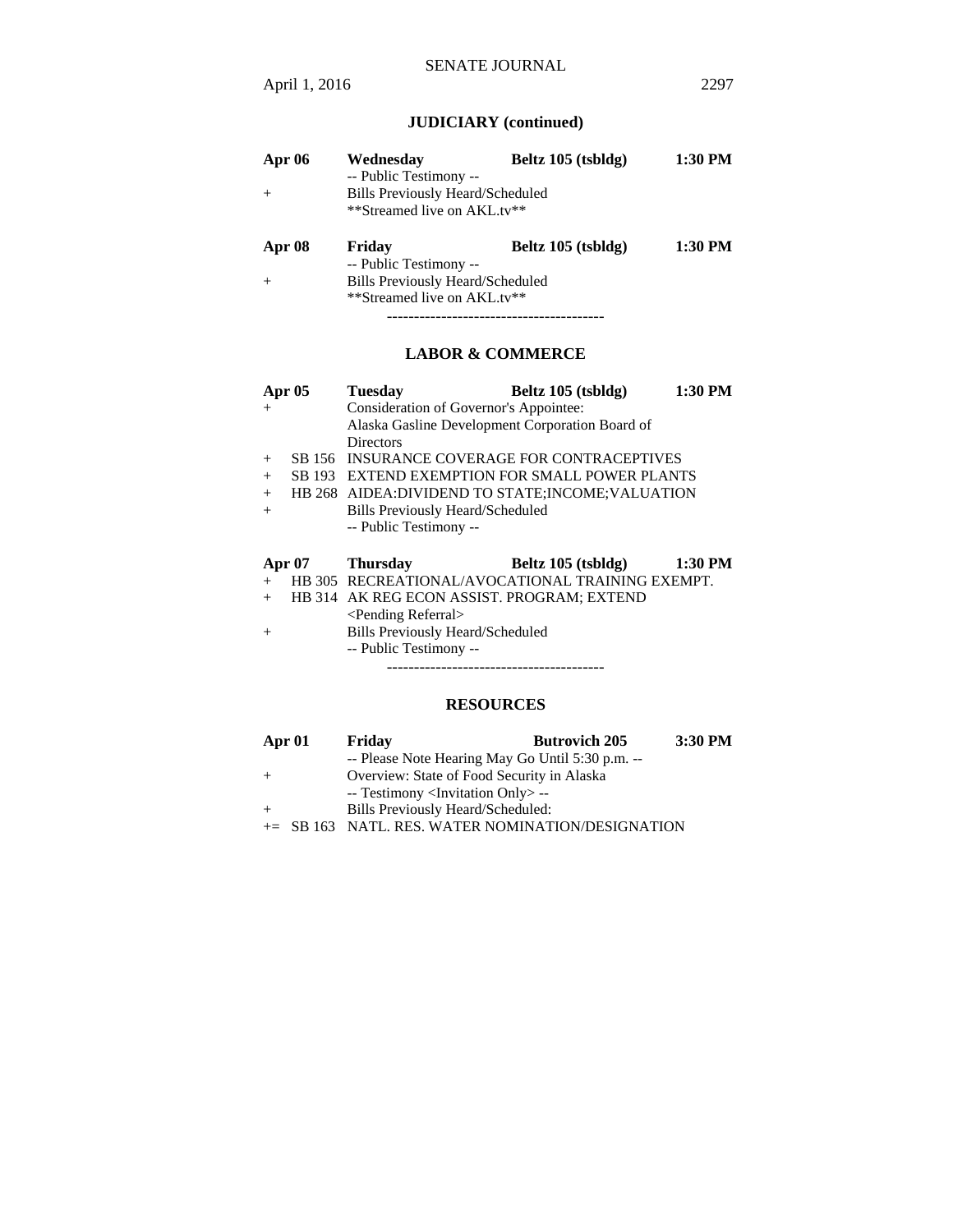## JUDICIARY (continued)

| | | | |
|---|---|---|---|
| **Apr 06** | **Wednesday** | **Beltz 105 (tsbldg)** | **1:30 PM** |
| | -- Public Testimony -- | | |
| + | Bills Previously Heard/Scheduled | | |
| | **Streamed live on AKL.tv** | | |
| **Apr 08** | **Friday** | **Beltz 105 (tsbldg)** | **1:30 PM** |
| | -- Public Testimony -- | | |
| + | Bills Previously Heard/Scheduled | | |
| | **Streamed live on AKL.tv** | | |

----------------------------------------

## LABOR & COMMERCE

| | | | | |
|---|---|---|---|---|
| **Apr 05** | | **Tuesday** | **Beltz 105 (tsbldg)** | **1:30 PM** |
| + | | Consideration of Governor's Appointee: Alaska Gasline Development Corporation Board of Directors | | |
| + | SB 156 | INSURANCE COVERAGE FOR CONTRACEPTIVES | | |
| + | SB 193 | EXTEND EXEMPTION FOR SMALL POWER PLANTS | | |
| + | HB 268 | AIDEA:DIVIDEND TO STATE;INCOME;VALUATION | | |
| + | | Bills Previously Heard/Scheduled | | |
| | | -- Public Testimony -- | | |
| **Apr 07** | | **Thursday** | **Beltz 105 (tsbldg)** | **1:30 PM** |
| + | HB 305 | RECREATIONAL/AVOCATIONAL TRAINING EXEMPT. | | |
| + | HB 314 | AK REG ECON ASSIST. PROGRAM; EXTEND | | |
| | | <Pending Referral> | | |
| + | | Bills Previously Heard/Scheduled | | |
| | | -- Public Testimony -- | | |

----------------------------------------

## RESOURCES

| | | | | |
|---|---|---|---|---|
| **Apr 01** | | **Friday** | **Butrovich 205** | **3:30 PM** |
| | | -- Please Note Hearing May Go Until 5:30 p.m. -- | | |
| + | | Overview: State of Food Security in Alaska | | |
| | | -- Testimony <Invitation Only> -- | | |
| + | | Bills Previously Heard/Scheduled: | | |
| += | SB 163 | NATL. RES. WATER NOMINATION/DESIGNATION | | |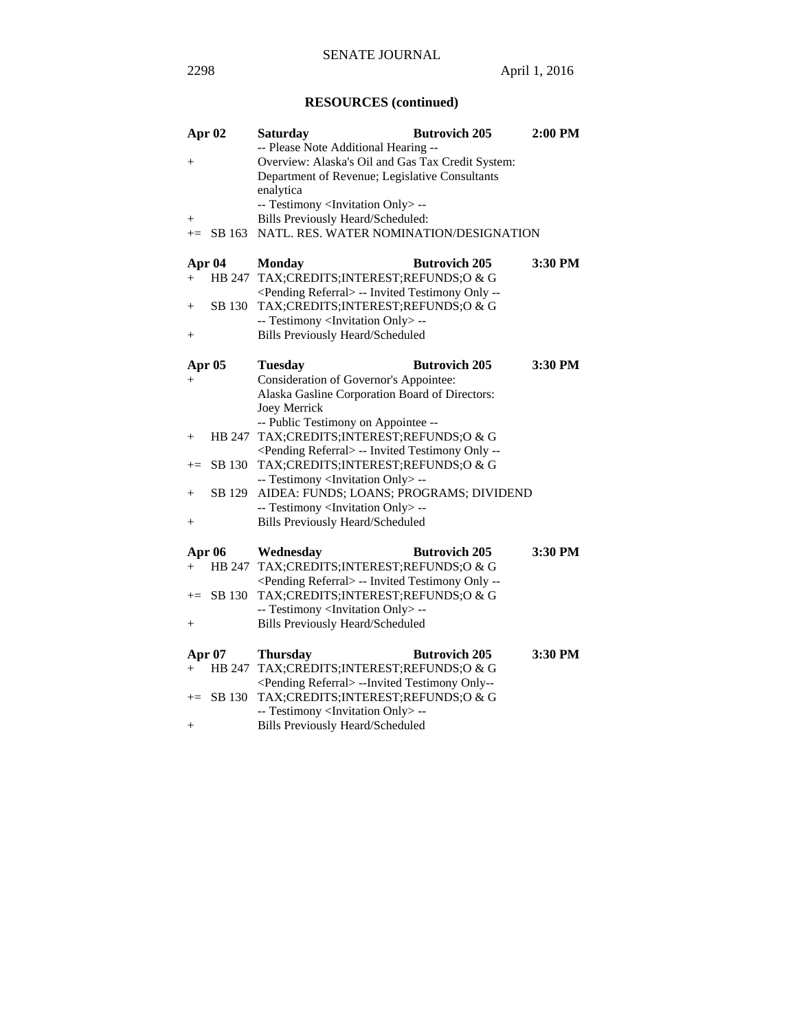## RESOURCES (continued)

**Apr 02** **Saturday** **Butrovich 205** **2:00 PM**

-- Please Note Additional Hearing --

\+ Overview: Alaska's Oil and Gas Tax Credit System: Department of Revenue; Legislative Consultants enalytica

-- Testimony <Invitation Only> --

\+ Bills Previously Heard/Scheduled:

+= SB 163 NATL. RES. WATER NOMINATION/DESIGNATION

**Apr 04** **Monday** **Butrovich 205** **3:30 PM**

\+ HB 247 TAX;CREDITS;INTEREST;REFUNDS;O & G

<Pending Referral> -- Invited Testimony Only --

\+ SB 130 TAX;CREDITS;INTEREST;REFUNDS;O & G

-- Testimony <Invitation Only> --

\+ Bills Previously Heard/Scheduled

**Apr 05** **Tuesday** **Butrovich 205** **3:30 PM**

\+ Consideration of Governor's Appointee: Alaska Gasline Corporation Board of Directors: Joey Merrick

-- Public Testimony on Appointee --

\+ HB 247 TAX;CREDITS;INTEREST;REFUNDS;O & G

<Pending Referral> -- Invited Testimony Only --

+= SB 130 TAX;CREDITS;INTEREST;REFUNDS;O & G

-- Testimony <Invitation Only> --

\+ SB 129 AIDEA: FUNDS; LOANS; PROGRAMS; DIVIDEND

-- Testimony <Invitation Only> --

\+ Bills Previously Heard/Scheduled

**Apr 06** **Wednesday** **Butrovich 205** **3:30 PM**

\+ HB 247 TAX;CREDITS;INTEREST;REFUNDS;O & G

<Pending Referral> -- Invited Testimony Only --

+= SB 130 TAX;CREDITS;INTEREST;REFUNDS;O & G

-- Testimony <Invitation Only> --

\+ Bills Previously Heard/Scheduled

**Apr 07** **Thursday** **Butrovich 205** **3:30 PM**

\+ HB 247 TAX;CREDITS;INTEREST;REFUNDS;O & G

<Pending Referral> --Invited Testimony Only--

+= SB 130 TAX;CREDITS;INTEREST;REFUNDS;O & G

-- Testimony <Invitation Only> --

\+ Bills Previously Heard/Scheduled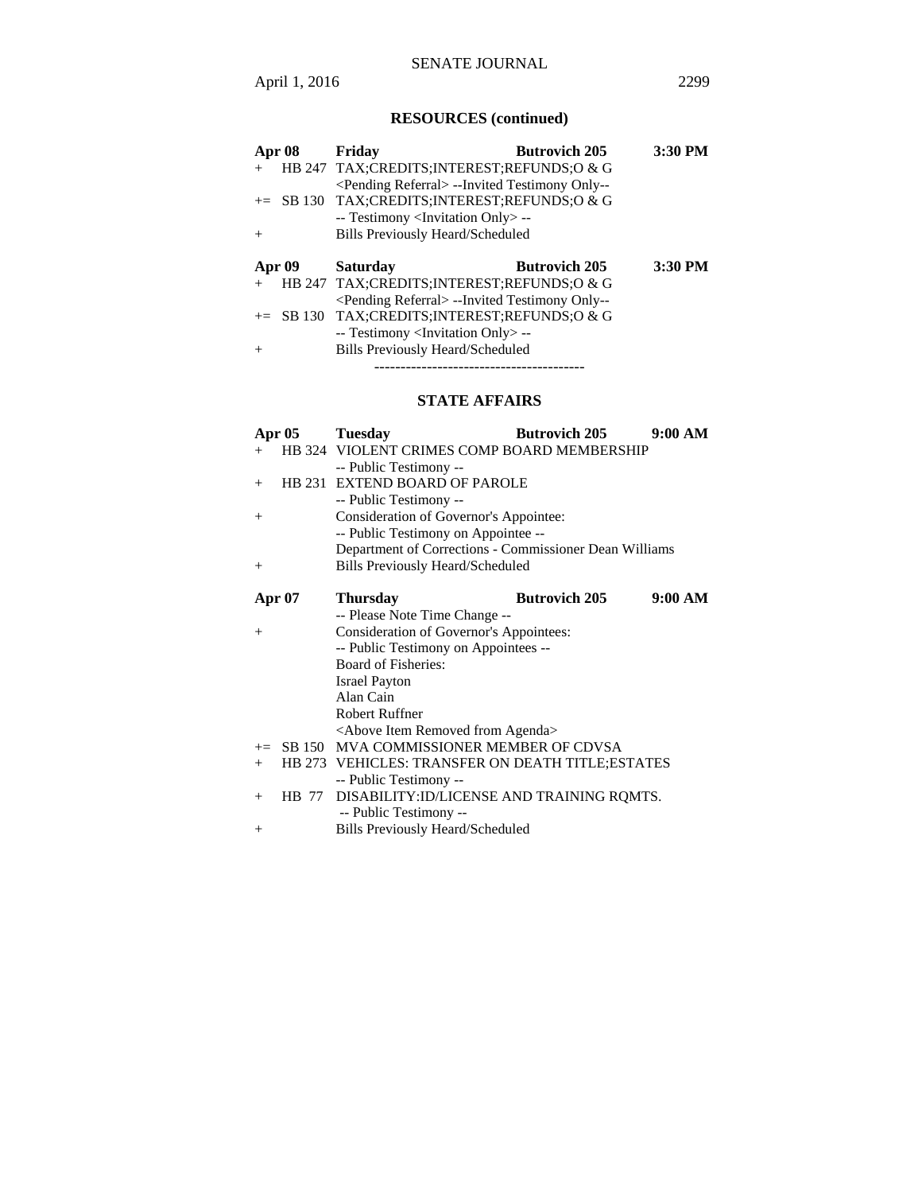## RESOURCES (continued)

| | | | | |
|---|---|---|---|---|
| **Apr 08** | **Friday** | **Butrovich 205** | **3:30 PM** |
| + | HB 247 | TAX;CREDITS;INTEREST;REFUNDS;O & G | | |
| | | <Pending Referral> --Invited Testimony Only-- | | |
| += | SB 130 | TAX;CREDITS;INTEREST;REFUNDS;O & G | | |
| | | -- Testimony <Invitation Only> -- | | |
| + | | Bills Previously Heard/Scheduled | | |

| | | | | |
|---|---|---|---|---|
| **Apr 09** | **Saturday** | **Butrovich 205** | **3:30 PM** |
| + | HB 247 | TAX;CREDITS;INTEREST;REFUNDS;O & G | | |
| | | <Pending Referral> --Invited Testimony Only-- | | |
| += | SB 130 | TAX;CREDITS;INTEREST;REFUNDS;O & G | | |
| | | -- Testimony <Invitation Only> -- | | |
| + | | Bills Previously Heard/Scheduled | | |

----------------------------------------

## STATE AFFAIRS

| | | | | |
|---|---|---|---|---|
| **Apr 05** | **Tuesday** | **Butrovich 205** | **9:00 AM** |
| + | HB 324 | VIOLENT CRIMES COMP BOARD MEMBERSHIP | | |
| | | -- Public Testimony -- | | |
| + | HB 231 | EXTEND BOARD OF PAROLE | | |
| | | -- Public Testimony -- | | |
| + | | Consideration of Governor's Appointee: | | |
| | | -- Public Testimony on Appointee -- | | |
| | | Department of Corrections - Commissioner Dean Williams | | |
| + | | Bills Previously Heard/Scheduled | | |

| | | | | |
|---|---|---|---|---|
| **Apr 07** | **Thursday** | **Butrovich 205** | **9:00 AM** |
| | | -- Please Note Time Change -- | | |
| + | | Consideration of Governor's Appointees: | | |
| | | -- Public Testimony on Appointees -- | | |
| | | Board of Fisheries: | | |
| | | Israel Payton | | |
| | | Alan Cain | | |
| | | Robert Ruffner | | |
| | | <Above Item Removed from Agenda> | | |
| += | SB 150 | MVA COMMISSIONER MEMBER OF CDVSA | | |
| + | HB 273 | VEHICLES: TRANSFER ON DEATH TITLE;ESTATES | | |
| | | -- Public Testimony -- | | |
| + | HB 77 | DISABILITY:ID/LICENSE AND TRAINING RQMTS. | | |
| | | -- Public Testimony -- | | |
| + | | Bills Previously Heard/Scheduled | | |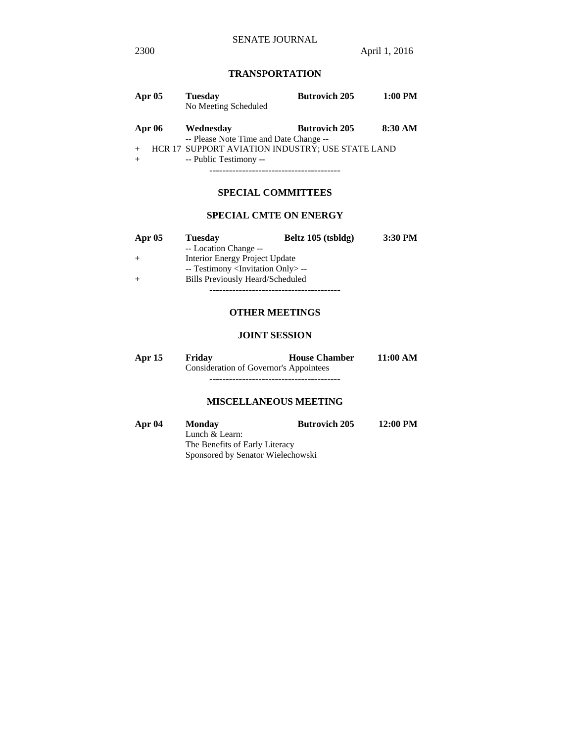## TRANSPORTATION

| | | | |
|---|---|---|---|
| **Apr 05** | **Tuesday** | **Butrovich 205** | **1:00 PM** |
| | No Meeting Scheduled | | |

| | | | |
|---|---|---|---|
| **Apr 06** | **Wednesday** | **Butrovich 205** | **8:30 AM** |
| | -- Please Note Time and Date Change -- | | |
| + HCR 17 | SUPPORT AVIATION INDUSTRY; USE STATE LAND | | |
| + | -- Public Testimony -- | | |

----------------------------------------

## SPECIAL COMMITTEES

### SPECIAL CMTE ON ENERGY

| | | | |
|---|---|---|---|
| **Apr 05** | **Tuesday** | **Beltz 105 (tsbldg)** | **3:30 PM** |
| | -- Location Change -- | | |
| + | Interior Energy Project Update | | |
| | -- Testimony <Invitation Only> -- | | |
| + | Bills Previously Heard/Scheduled | | |

----------------------------------------

## OTHER MEETINGS

### JOINT SESSION

| | | | |
|---|---|---|---|
| **Apr 15** | **Friday** | **House Chamber** | **11:00 AM** |
| | Consideration of Governor's Appointees | | |

----------------------------------------

### MISCELLANEOUS MEETING

| | | | |
|---|---|---|---|
| **Apr 04** | **Monday** | **Butrovich 205** | **12:00 PM** |
| | Lunch & Learn: | | |
| | The Benefits of Early Literacy | | |
| | Sponsored by Senator Wielechowski | | |